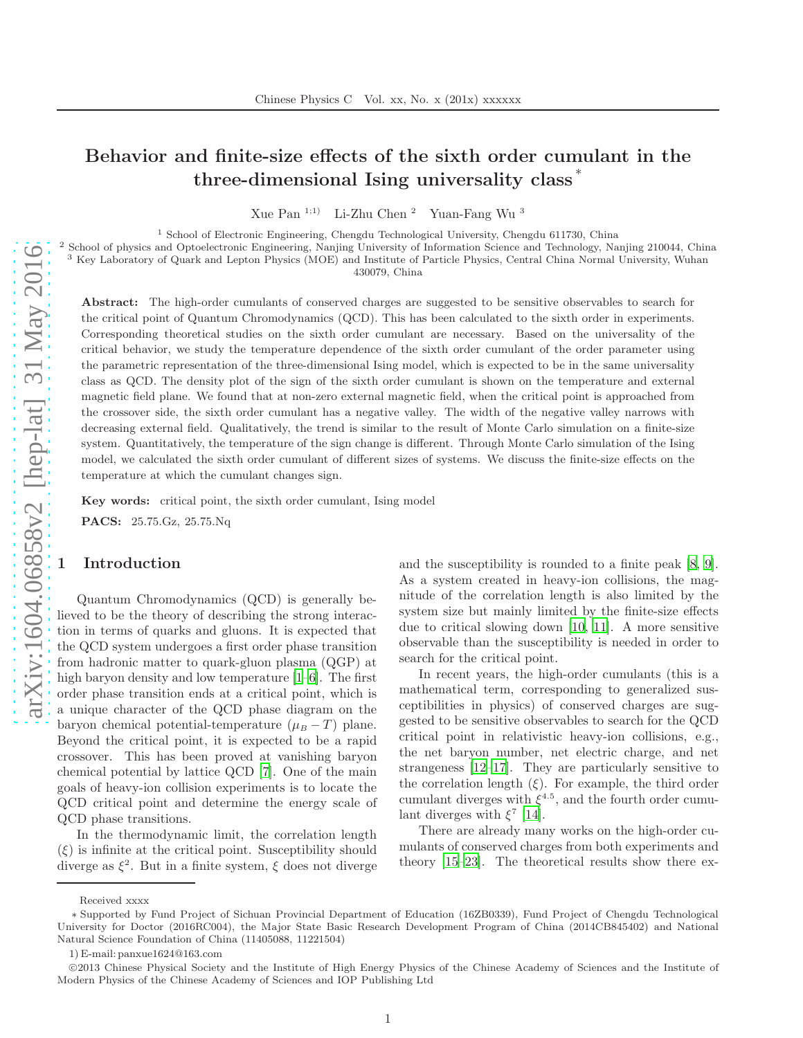# Behavior and finite-size effects of the sixth order cumulant in the three-dimensional Ising universality class *

Xue Pan [1;1)] Li-Zhu Chen [2] Yuan-Fang Wu [3]

[1] School of Electronic Engineering, Chengdu Technological University, Chengdu 611730, China
[2] School of physics and Optoelectronic Engineering, Nanjing University of Information Science and Technology, Nanjing 210044, China
[3] Key Laboratory of Quark and Lepton Physics (MOE) and Institute of Particle Physics, Central China Normal University, Wuhan 430079, China

**Abstract:** The high-order cumulants of conserved charges are suggested to be sensitive observables to search for the critical point of Quantum Chromodynamics (QCD). This has been calculated to the sixth order in experiments. Corresponding theoretical studies on the sixth order cumulant are necessary. Based on the universality of the critical behavior, we study the temperature dependence of the sixth order cumulant of the order parameter using the parametric representation of the three-dimensional Ising model, which is expected to be in the same universality class as QCD. The density plot of the sign of the sixth order cumulant is shown on the temperature and external magnetic field plane. We found that at non-zero external magnetic field, when the critical point is approached from the crossover side, the sixth order cumulant has a negative valley. The width of the negative valley narrows with decreasing external field. Qualitatively, the trend is similar to the result of Monte Carlo simulation on a finite-size system. Quantitatively, the temperature of the sign change is different. Through Monte Carlo simulation of the Ising model, we calculated the sixth order cumulant of different sizes of systems. We discuss the finite-size effects on the temperature at which the cumulant changes sign.

**Key words:** critical point, the sixth order cumulant, Ising model

**PACS:** 25.75.Gz, 25.75.Nq

## 1 Introduction

Quantum Chromodynamics (QCD) is generally believed to be the theory of describing the strong interaction in terms of quarks and gluons. It is expected that the QCD system undergoes a first order phase transition from hadronic matter to quark-gluon plasma (QGP) at high baryon density and low temperature [1–6]. The first order phase transition ends at a critical point, which is a unique character of the QCD phase diagram on the baryon chemical potential-temperature ($\mu_B - T$) plane. Beyond the critical point, it is expected to be a rapid crossover. This has been proved at vanishing baryon chemical potential by lattice QCD [7]. One of the main goals of heavy-ion collision experiments is to locate the QCD critical point and determine the energy scale of QCD phase transitions.

In the thermodynamic limit, the correlation length ($\xi$) is infinite at the critical point. Susceptibility should diverge as $\xi^2$. But in a finite system, $\xi$ does not diverge and the susceptibility is rounded to a finite peak [8, 9]. As a system created in heavy-ion collisions, the magnitude of the correlation length is also limited by the system size but mainly limited by the finite-size effects due to critical slowing down [10, 11]. A more sensitive observable than the susceptibility is needed in order to search for the critical point.

In recent years, the high-order cumulants (this is a mathematical term, corresponding to generalized susceptibilities in physics) of conserved charges are suggested to be sensitive observables to search for the QCD critical point in relativistic heavy-ion collisions, e.g., the net baryon number, net electric charge, and net strangeness [12–17]. They are particularly sensitive to the correlation length ($\xi$). For example, the third order cumulant diverges with $\xi^{4.5}$, and the fourth order cumulant diverges with $\xi^7$ [14].

There are already many works on the high-order cumulants of conserved charges from both experiments and theory [15–23]. The theoretical results show there ex-

Received xxxx

∗ Supported by Fund Project of Sichuan Provincial Department of Education (16ZB0339), Fund Project of Chengdu Technological University for Doctor (2016RC004), the Major State Basic Research Development Program of China (2014CB845402) and National Natural Science Foundation of China (11405088, 11221504)

1) E-mail: panxue1624@163.com

©2013 Chinese Physical Society and the Institute of High Energy Physics of the Chinese Academy of Sciences and the Institute of Modern Physics of the Chinese Academy of Sciences and IOP Publishing Ltd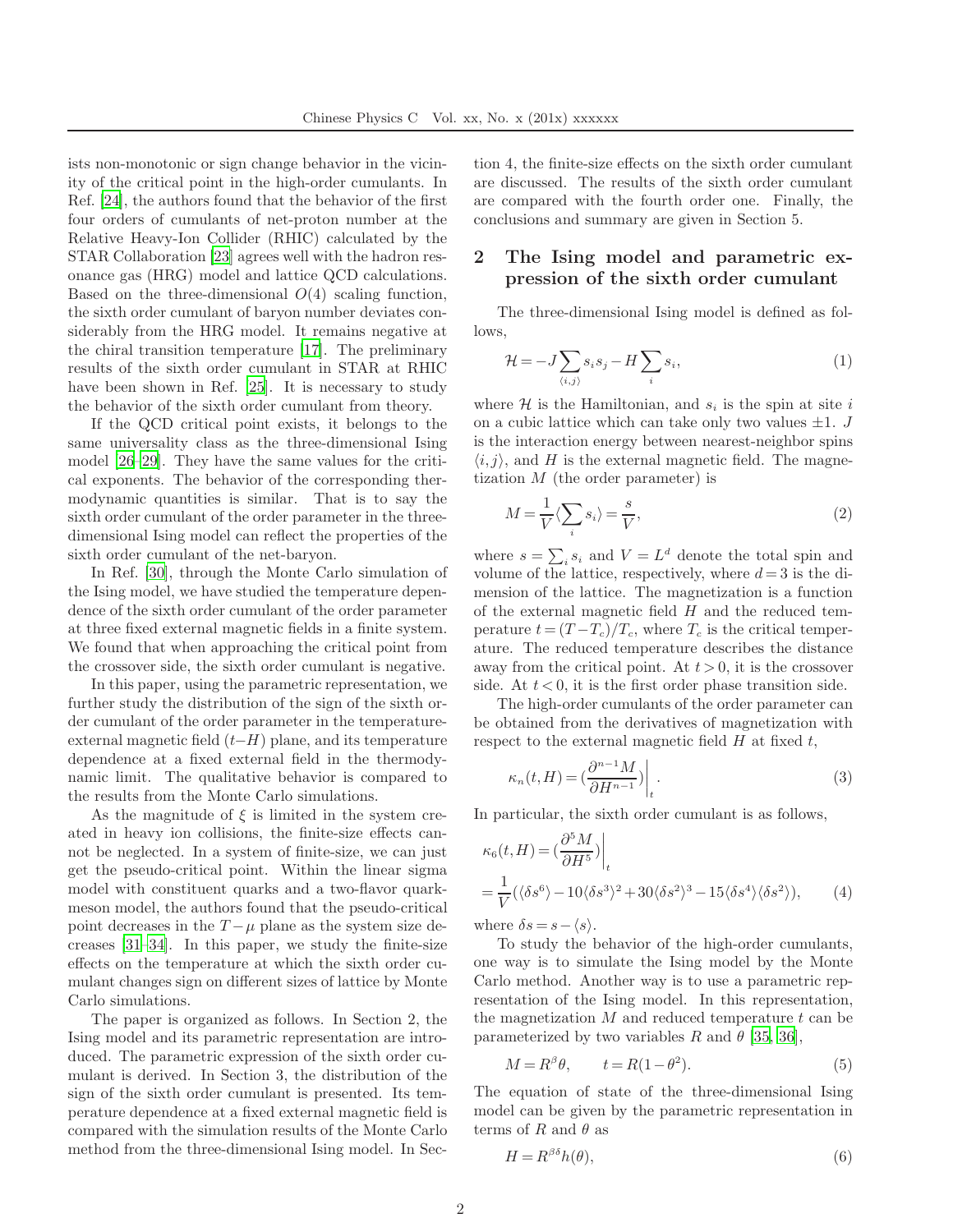ists non-monotonic or sign change behavior in the vicinity of the critical point in the high-order cumulants. In Ref. [24], the authors found that the behavior of the first four orders of cumulants of net-proton number at the Relative Heavy-Ion Collider (RHIC) calculated by the STAR Collaboration [23] agrees well with the hadron resonance gas (HRG) model and lattice QCD calculations. Based on the three-dimensional $O(4)$ scaling function, the sixth order cumulant of baryon number deviates considerably from the HRG model. It remains negative at the chiral transition temperature [17]. The preliminary results of the sixth order cumulant in STAR at RHIC have been shown in Ref. [25]. It is necessary to study the behavior of the sixth order cumulant from theory.

If the QCD critical point exists, it belongs to the same universality class as the three-dimensional Ising model [26–29]. They have the same values for the critical exponents. The behavior of the corresponding thermodynamic quantities is similar. That is to say the sixth order cumulant of the order parameter in the three-dimensional Ising model can reflect the properties of the sixth order cumulant of the net-baryon.

In Ref. [30], through the Monte Carlo simulation of the Ising model, we have studied the temperature dependence of the sixth order cumulant of the order parameter at three fixed external magnetic fields in a finite system. We found that when approaching the critical point from the crossover side, the sixth order cumulant is negative.

In this paper, using the parametric representation, we further study the distribution of the sign of the sixth order cumulant of the order parameter in the temperature-external magnetic field ($t$–$H$) plane, and its temperature dependence at a fixed external field in the thermodynamic limit. The qualitative behavior is compared to the results from the Monte Carlo simulations.

As the magnitude of $\xi$ is limited in the system created in heavy ion collisions, the finite-size effects cannot be neglected. In a system of finite-size, we can just get the pseudo-critical point. Within the linear sigma model with constituent quarks and a two-flavor quark-meson model, the authors found that the pseudo-critical point decreases in the $T-\mu$ plane as the system size decreases [31–34]. In this paper, we study the finite-size effects on the temperature at which the sixth order cumulant changes sign on different sizes of lattice by Monte Carlo simulations.

The paper is organized as follows. In Section 2, the Ising model and its parametric representation are introduced. The parametric expression of the sixth order cumulant is derived. In Section 3, the distribution of the sign of the sixth order cumulant is presented. Its temperature dependence at a fixed external magnetic field is compared with the simulation results of the Monte Carlo method from the three-dimensional Ising model. In Section 4, the finite-size effects on the sixth order cumulant are discussed. The results of the sixth order cumulant are compared with the fourth order one. Finally, the conclusions and summary are given in Section 5.

## 2 The Ising model and parametric expression of the sixth order cumulant

The three-dimensional Ising model is defined as follows,

$$\mathcal{H} = -J\sum_{\langle i,j\rangle} s_i s_j - H\sum_i s_i, \tag{1}$$

where $\mathcal{H}$ is the Hamiltonian, and $s_i$ is the spin at site $i$ on a cubic lattice which can take only two values $\pm 1$. $J$ is the interaction energy between nearest-neighbor spins $\langle i,j\rangle$, and $H$ is the external magnetic field. The magnetization $M$ (the order parameter) is

$$M = \frac{1}{V}\langle\sum_i s_i\rangle = \frac{s}{V}, \tag{2}$$

where $s=\sum_i s_i$ and $V=L^d$ denote the total spin and volume of the lattice, respectively, where $d=3$ is the dimension of the lattice. The magnetization is a function of the external magnetic field $H$ and the reduced temperature $t=(T-T_c)/T_c$, where $T_c$ is the critical temperature. The reduced temperature describes the distance away from the critical point. At $t>0$, it is the crossover side. At $t<0$, it is the first order phase transition side.

The high-order cumulants of the order parameter can be obtained from the derivatives of magnetization with respect to the external magnetic field $H$ at fixed $t$,

$$\kappa_n(t,H) = \left(\frac{\partial^{n-1}M}{\partial H^{n-1}}\right)\bigg|_t. \tag{3}$$

In particular, the sixth order cumulant is as follows,

$$\begin{aligned}\kappa_6(t,H) &= \left(\frac{\partial^5 M}{\partial H^5}\right)\bigg|_t \\ &= \frac{1}{V}(\langle\delta s^6\rangle - 10\langle\delta s^3\rangle^2 + 30\langle\delta s^2\rangle^3 - 15\langle\delta s^4\rangle\langle\delta s^2\rangle),\end{aligned} \tag{4}$$

where $\delta s = s - \langle s\rangle$.

To study the behavior of the high-order cumulants, one way is to simulate the Ising model by the Monte Carlo method. Another way is to use a parametric representation of the Ising model. In this representation, the magnetization $M$ and reduced temperature $t$ can be parameterized by two variables $R$ and $\theta$ [35, 36],

$$M = R^\beta\theta, \qquad t = R(1-\theta^2). \tag{5}$$

The equation of state of the three-dimensional Ising model can be given by the parametric representation in terms of $R$ and $\theta$ as

$$H = R^{\beta\delta}h(\theta), \tag{6}$$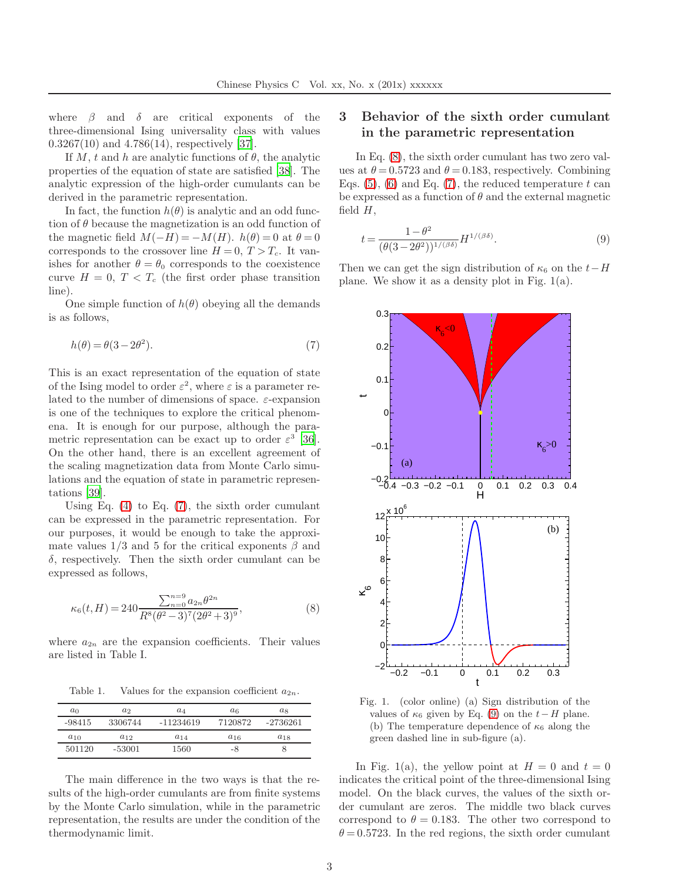where $\beta$ and $\delta$ are critical exponents of the three-dimensional Ising universality class with values 0.3267(10) and 4.786(14), respectively [37].

If $M$, $t$ and $h$ are analytic functions of $\theta$, the analytic properties of the equation of state are satisfied [38]. The analytic expression of the high-order cumulants can be derived in the parametric representation.

In fact, the function $h(\theta)$ is analytic and an odd function of $\theta$ because the magnetization is an odd function of the magnetic field $M(-H) = -M(H)$. $h(\theta) = 0$ at $\theta = 0$ corresponds to the crossover line $H = 0$, $T > T_c$. It vanishes for another $\theta = \theta_0$ corresponds to the coexistence curve $H = 0$, $T < T_c$ (the first order phase transition line).

One simple function of $h(\theta)$ obeying all the demands is as follows,

$$h(\theta) = \theta(3 - 2\theta^2). \tag{7}$$

This is an exact representation of the equation of state of the Ising model to order $\varepsilon^2$, where $\varepsilon$ is a parameter related to the number of dimensions of space. $\varepsilon$-expansion is one of the techniques to explore the critical phenomena. It is enough for our purpose, although the parametric representation can be exact up to order $\varepsilon^3$ [36]. On the other hand, there is an excellent agreement of the scaling magnetization data from Monte Carlo simulations and the equation of state in parametric representations [39].

Using Eq. (4) to Eq. (7), the sixth order cumulant can be expressed in the parametric representation. For our purposes, it would be enough to take the approximate values 1/3 and 5 for the critical exponents $\beta$ and $\delta$, respectively. Then the sixth order cumulant can be expressed as follows,

$$\kappa_6(t, H) = 240 \frac{\sum_{n=0}^{n=9} a_{2n} \theta^{2n}}{R^8 (\theta^2 - 3)^7 (2\theta^2 + 3)^9}, \tag{8}$$

where $a_{2n}$ are the expansion coefficients. Their values are listed in Table I.

Table 1. Values for the expansion coefficient $a_{2n}$.

| $a_0$ | $a_2$ | $a_4$ | $a_6$ | $a_8$ |
|---|---|---|---|---|
| -98415 | 3306744 | -11234619 | 7120872 | -2736261 |
| $a_{10}$ | $a_{12}$ | $a_{14}$ | $a_{16}$ | $a_{18}$ |
| 501120 | -53001 | 1560 | -8 | 8 |

The main difference in the two ways is that the results of the high-order cumulants are from finite systems by the Monte Carlo simulation, while in the parametric representation, the results are under the condition of the thermodynamic limit.

## 3 Behavior of the sixth order cumulant in the parametric representation

In Eq. (8), the sixth order cumulant has two zero values at $\theta = 0.5723$ and $\theta = 0.183$, respectively. Combining Eqs. (5), (6) and Eq. (7), the reduced temperature $t$ can be expressed as a function of $\theta$ and the external magnetic field $H$,

$$t = \frac{1 - \theta^2}{(\theta(3 - 2\theta^2))^{1/(\beta\delta)}} H^{1/(\beta\delta)}. \tag{9}$$

Then we can get the sign distribution of $\kappa_6$ on the $t - H$ plane. We show it as a density plot in Fig. 1(a).

Fig. 1. (color online) (a) Sign distribution of the values of $\kappa_6$ given by Eq. (9) on the $t - H$ plane. (b) The temperature dependence of $\kappa_6$ along the green dashed line in sub-figure (a).

In Fig. 1(a), the yellow point at $H = 0$ and $t = 0$ indicates the critical point of the three-dimensional Ising model. On the black curves, the values of the sixth order cumulant are zeros. The middle two black curves correspond to $\theta = 0.183$. The other two correspond to $\theta = 0.5723$. In the red regions, the sixth order cumulant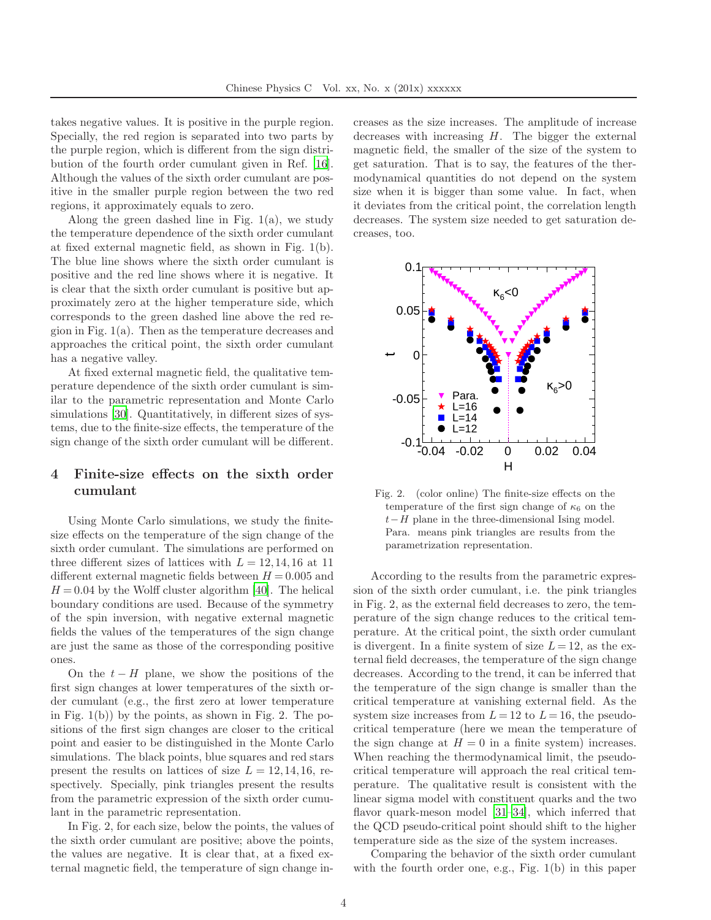takes negative values. It is positive in the purple region. Specially, the red region is separated into two parts by the purple region, which is different from the sign distribution of the fourth order cumulant given in Ref. [16]. Although the values of the sixth order cumulant are positive in the smaller purple region between the two red regions, it approximately equals to zero.

Along the green dashed line in Fig. 1(a), we study the temperature dependence of the sixth order cumulant at fixed external magnetic field, as shown in Fig. 1(b). The blue line shows where the sixth order cumulant is positive and the red line shows where it is negative. It is clear that the sixth order cumulant is positive but approximately zero at the higher temperature side, which corresponds to the green dashed line above the red region in Fig. 1(a). Then as the temperature decreases and approaches the critical point, the sixth order cumulant has a negative valley.

At fixed external magnetic field, the qualitative temperature dependence of the sixth order cumulant is similar to the parametric representation and Monte Carlo simulations [30]. Quantitatively, in different sizes of systems, due to the finite-size effects, the temperature of the sign change of the sixth order cumulant will be different.

## 4 Finite-size effects on the sixth order cumulant

Using Monte Carlo simulations, we study the finite-size effects on the temperature of the sign change of the sixth order cumulant. The simulations are performed on three different sizes of lattices with $L = 12, 14, 16$ at 11 different external magnetic fields between $H = 0.005$ and $H = 0.04$ by the Wolff cluster algorithm [40]. The helical boundary conditions are used. Because of the symmetry of the spin inversion, with negative external magnetic fields the values of the temperatures of the sign change are just the same as those of the corresponding positive ones.

On the $t-H$ plane, we show the positions of the first sign changes at lower temperatures of the sixth order cumulant (e.g., the first zero at lower temperature in Fig. 1(b)) by the points, as shown in Fig. 2. The positions of the first sign changes are closer to the critical point and easier to be distinguished in the Monte Carlo simulations. The black points, blue squares and red stars present the results on lattices of size $L = 12, 14, 16$, respectively. Specially, pink triangles present the results from the parametric expression of the sixth order cumulant in the parametric representation.

In Fig. 2, for each size, below the points, the values of the sixth order cumulant are positive; above the points, the values are negative. It is clear that, at a fixed external magnetic field, the temperature of sign change increases as the size increases. The amplitude of increase decreases with increasing $H$. The bigger the external magnetic field, the smaller of the size of the system to get saturation. That is to say, the features of the thermodynamical quantities do not depend on the system size when it is bigger than some value. In fact, when it deviates from the critical point, the correlation length decreases. The system size needed to get saturation decreases, too.

Fig. 2. (color online) The finite-size effects on the temperature of the first sign change of $\kappa_6$ on the $t-H$ plane in the three-dimensional Ising model. Para. means pink triangles are results from the parametrization representation.

According to the results from the parametric expression of the sixth order cumulant, i.e. the pink triangles in Fig. 2, as the external field decreases to zero, the temperature of the sign change reduces to the critical temperature. At the critical point, the sixth order cumulant is divergent. In a finite system of size $L = 12$, as the external field decreases, the temperature of the sign change decreases. According to the trend, it can be inferred that the temperature of the sign change is smaller than the critical temperature at vanishing external field. As the system size increases from $L = 12$ to $L = 16$, the pseudo-critical temperature (here we mean the temperature of the sign change at $H = 0$ in a finite system) increases. When reaching the thermodynamical limit, the pseudo-critical temperature will approach the real critical temperature. The qualitative result is consistent with the linear sigma model with constituent quarks and the two flavor quark-meson model [31–34], which inferred that the QCD pseudo-critical point should shift to the higher temperature side as the size of the system increases.

Comparing the behavior of the sixth order cumulant with the fourth order one, e.g., Fig. 1(b) in this paper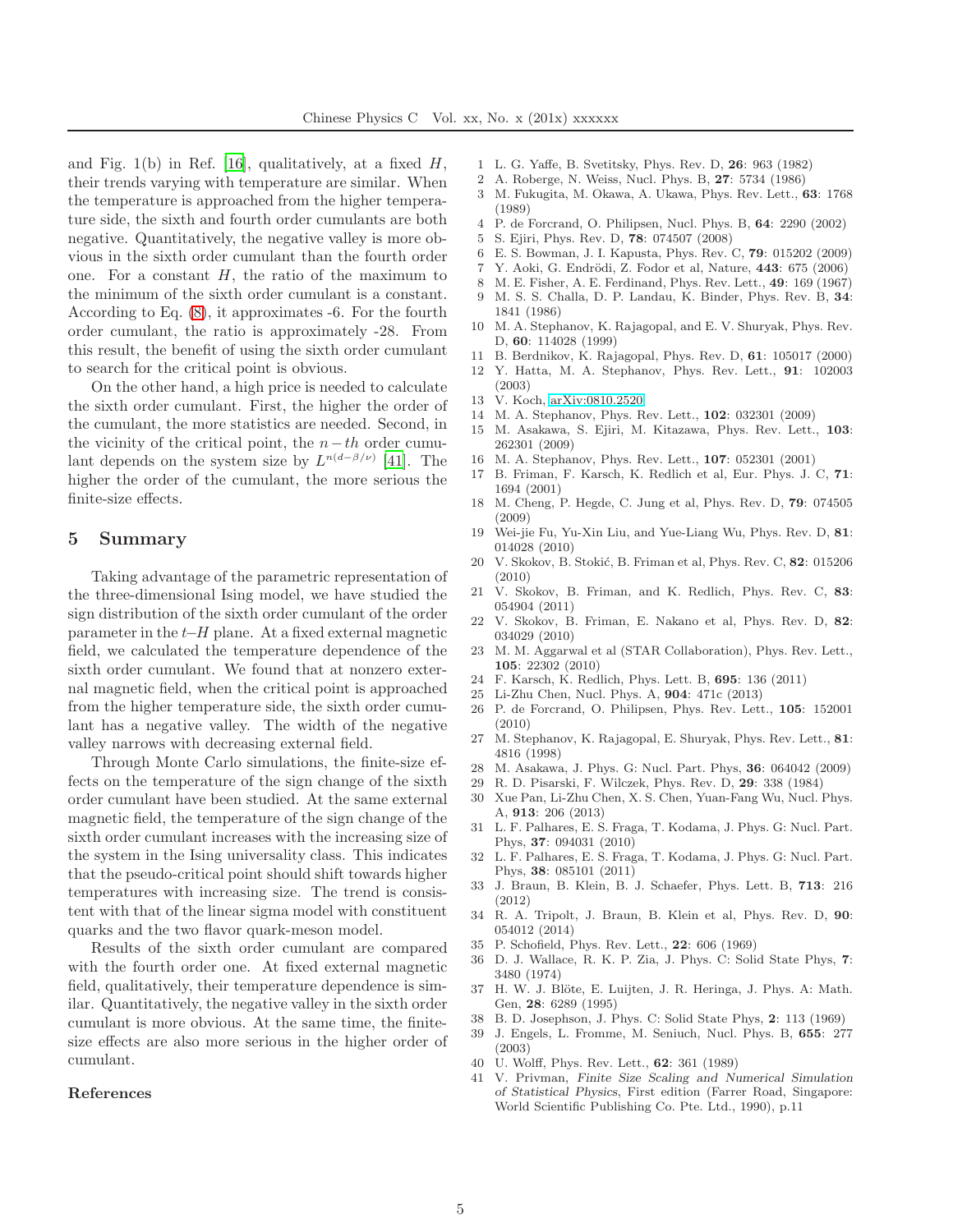and Fig. 1(b) in Ref. [16], qualitatively, at a fixed $H$, their trends varying with temperature are similar. When the temperature is approached from the higher temperature side, the sixth and fourth order cumulants are both negative. Quantitatively, the negative valley is more obvious in the sixth order cumulant than the fourth order one. For a constant $H$, the ratio of the maximum to the minimum of the sixth order cumulant is a constant. According to Eq. (8), it approximates -6. For the fourth order cumulant, the ratio is approximately -28. From this result, the benefit of using the sixth order cumulant to search for the critical point is obvious.

On the other hand, a high price is needed to calculate the sixth order cumulant. First, the higher the order of the cumulant, the more statistics are needed. Second, in the vicinity of the critical point, the $n-th$ order cumulant depends on the system size by $L^{n(d-\beta/\nu)}$ [41]. The higher the order of the cumulant, the more serious the finite-size effects.

## 5 Summary

Taking advantage of the parametric representation of the three-dimensional Ising model, we have studied the sign distribution of the sixth order cumulant of the order parameter in the $t$–$H$ plane. At a fixed external magnetic field, we calculated the temperature dependence of the sixth order cumulant. We found that at nonzero external magnetic field, when the critical point is approached from the higher temperature side, the sixth order cumulant has a negative valley. The width of the negative valley narrows with decreasing external field.

Through Monte Carlo simulations, the finite-size effects on the temperature of the sign change of the sixth order cumulant have been studied. At the same external magnetic field, the temperature of the sign change of the sixth order cumulant increases with the increasing size of the system in the Ising universality class. This indicates that the pseudo-critical point should shift towards higher temperatures with increasing size. The trend is consistent with that of the linear sigma model with constituent quarks and the two flavor quark-meson model.

Results of the sixth order cumulant are compared with the fourth order one. At fixed external magnetic field, qualitatively, their temperature dependence is similar. Quantitatively, the negative valley in the sixth order cumulant is more obvious. At the same time, the finite-size effects are also more serious in the higher order of cumulant.

**References**

1 L. G. Yaffe, B. Svetitsky, Phys. Rev. D, **26**: 963 (1982)
2 A. Roberge, N. Weiss, Nucl. Phys. B, **27**: 5734 (1986)
3 M. Fukugita, M. Okawa, A. Ukawa, Phys. Rev. Lett., **63**: 1768 (1989)
4 P. de Forcrand, O. Philipsen, Nucl. Phys. B, **64**: 2290 (2002)
5 S. Ejiri, Phys. Rev. D, **78**: 074507 (2008)
6 E. S. Bowman, J. I. Kapusta, Phys. Rev. C, **79**: 015202 (2009)
7 Y. Aoki, G. Endrödi, Z. Fodor et al, Nature, **443**: 675 (2006)
8 M. E. Fisher, A. E. Ferdinand, Phys. Rev. Lett., **49**: 169 (1967)
9 M. S. S. Challa, D. P. Landau, K. Binder, Phys. Rev. B, **34**: 1841 (1986)
10 M. A. Stephanov, K. Rajagopal, and E. V. Shuryak, Phys. Rev. D, **60**: 114028 (1999)
11 B. Berdnikov, K. Rajagopal, Phys. Rev. D, **61**: 105017 (2000)
12 Y. Hatta, M. A. Stephanov, Phys. Rev. Lett., **91**: 102003 (2003)
13 V. Koch, arXiv:0810.2520
14 M. A. Stephanov, Phys. Rev. Lett., **102**: 032301 (2009)
15 M. Asakawa, S. Ejiri, M. Kitazawa, Phys. Rev. Lett., **103**: 262301 (2009)
16 M. A. Stephanov, Phys. Rev. Lett., **107**: 052301 (2001)
17 B. Friman, F. Karsch, K. Redlich et al, Eur. Phys. J. C, **71**: 1694 (2001)
18 M. Cheng, P. Hegde, C. Jung et al, Phys. Rev. D, **79**: 074505 (2009)
19 Wei-jie Fu, Yu-Xin Liu, and Yue-Liang Wu, Phys. Rev. D, **81**: 014028 (2010)
20 V. Skokov, B. Stokić, B. Friman et al, Phys. Rev. C, **82**: 015206 (2010)
21 V. Skokov, B. Friman, and K. Redlich, Phys. Rev. C, **83**: 054904 (2011)
22 V. Skokov, B. Friman, E. Nakano et al, Phys. Rev. D, **82**: 034029 (2010)
23 M. M. Aggarwal et al (STAR Collaboration), Phys. Rev. Lett., **105**: 22302 (2010)
24 F. Karsch, K. Redlich, Phys. Lett. B, **695**: 136 (2011)
25 Li-Zhu Chen, Nucl. Phys. A, **904**: 471c (2013)
26 P. de Forcrand, O. Philipsen, Phys. Rev. Lett., **105**: 152001 (2010)
27 M. Stephanov, K. Rajagopal, E. Shuryak, Phys. Rev. Lett., **81**: 4816 (1998)
28 M. Asakawa, J. Phys. G: Nucl. Part. Phys, **36**: 064042 (2009)
29 R. D. Pisarski, F. Wilczek, Phys. Rev. D, **29**: 338 (1984)
30 Xue Pan, Li-Zhu Chen, X. S. Chen, Yuan-Fang Wu, Nucl. Phys. A, **913**: 206 (2013)
31 L. F. Palhares, E. S. Fraga, T. Kodama, J. Phys. G: Nucl. Part. Phys, **37**: 094031 (2010)
32 L. F. Palhares, E. S. Fraga, T. Kodama, J. Phys. G: Nucl. Part. Phys, **38**: 085101 (2011)
33 J. Braun, B. Klein, B. J. Schaefer, Phys. Lett. B, **713**: 216 (2012)
34 R. A. Tripolt, J. Braun, B. Klein et al, Phys. Rev. D, **90**: 054012 (2014)
35 P. Schofield, Phys. Rev. Lett., **22**: 606 (1969)
36 D. J. Wallace, R. K. P. Zia, J. Phys. C: Solid State Phys, **7**: 3480 (1974)
37 H. W. J. Blöte, E. Luijten, J. R. Heringa, J. Phys. A: Math. Gen, **28**: 6289 (1995)
38 B. D. Josephson, J. Phys. C: Solid State Phys, **2**: 113 (1969)
39 J. Engels, L. Fromme, M. Seniuch, Nucl. Phys. B, **655**: 277 (2003)
40 U. Wolff, Phys. Rev. Lett., **62**: 361 (1989)
41 V. Privman, *Finite Size Scaling and Numerical Simulation of Statistical Physics*, First edition (Farrer Road, Singapore: World Scientific Publishing Co. Pte. Ltd., 1990), p.11